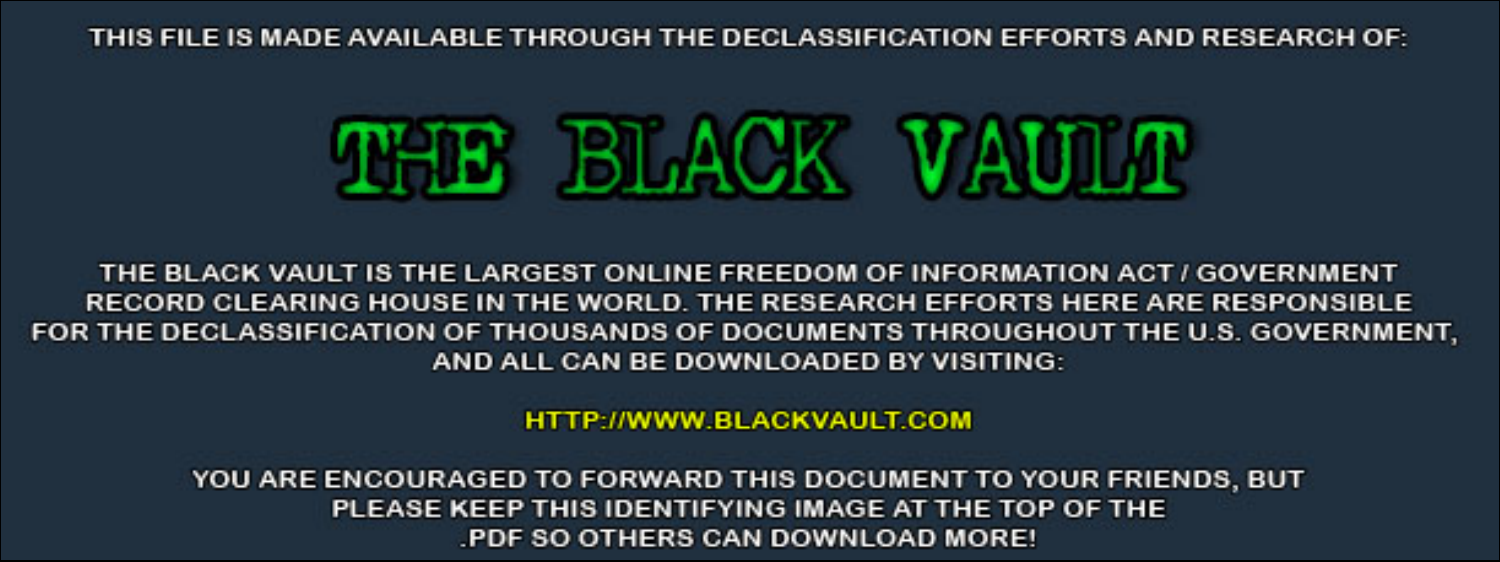THIS FILE IS MADE AVAILABLE THROUGH THE DECLASSIFICATION EFFORTS AND RESEARCH OF:

# THE BLACK VAULT

THE BLACK VAULT IS THE LARGEST ONLINE FREEDOM OF INFORMATION ACT / GOVERNMENT RECORD CLEARING HOUSE IN THE WORLD. THE RESEARCH EFFORTS HERE ARE RESPONSIBLE FOR THE DECLASSIFICATION OF THOUSANDS OF DOCUMENTS THROUGHOUT THE U.S. GOVERNMENT, AND ALL CAN BE DOWNLOADED BY VISITING:

HTTP://WWW.BLACKVAULT.COM

YOU ARE ENCOURAGED TO FORWARD THIS DOCUMENT TO YOUR FRIENDS, BUT PLEASE KEEP THIS IDENTIFYING IMAGE AT THE TOP OF THE .PDF SO OTHERS CAN DOWNLOAD MORE!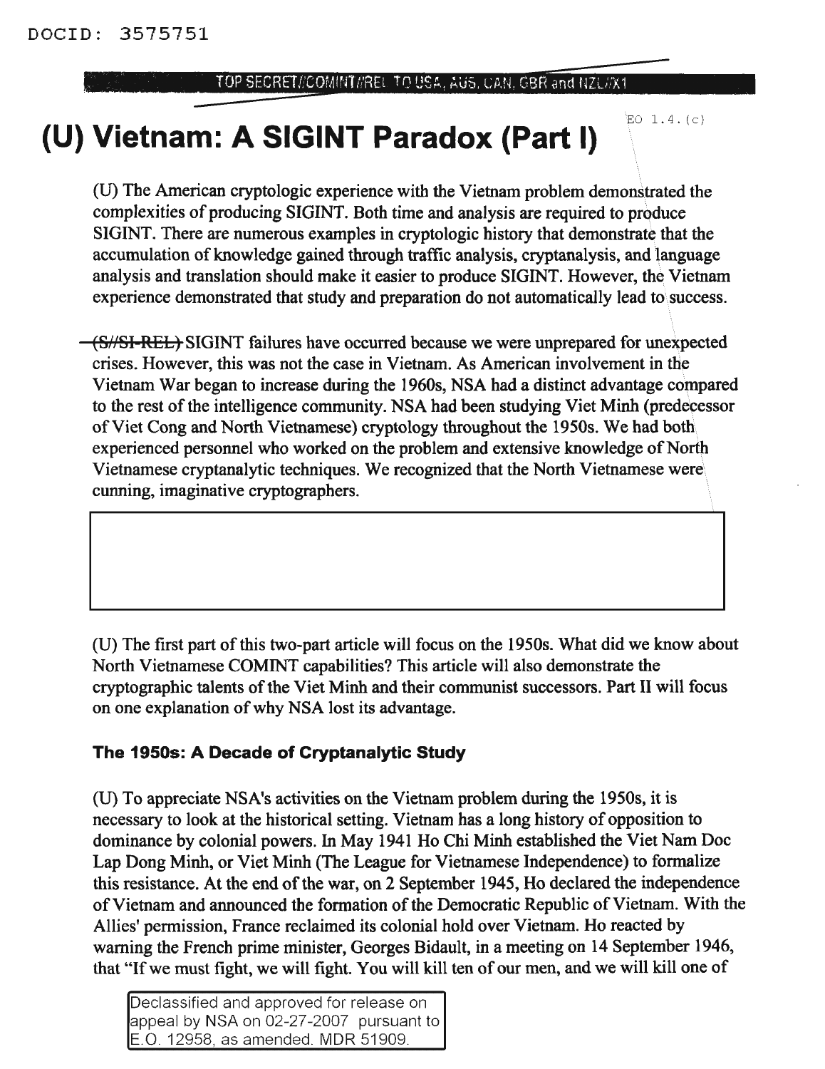DOCID: 3575751

TOP SECRET//COMINT//REL TO USA, AUS, CAN, GBR and NZL//X1

EO 1.4.(c)

# (U) Vietnam: A SIGINT Paradox (Part I)

(U) The American cryptologic experience with the Vietnam problem demonstrated the complexities of producing SIGINT. Both time and analysis are required to produce SIGINT. There are numerous examples in cryptologic history that demonstrate that the accumulation of knowledge gained through traffic analysis, cryptanalysis, and language analysis and translation should make it easier to produce SIGINT. However, the Vietnam experience demonstrated that study and preparation do not automatically lead to success.

~~(S//SI-REL)~~ SIGINT failures have occurred because we were unprepared for unexpected crises. However, this was not the case in Vietnam. As American involvement in the Vietnam War began to increase during the 1960s, NSA had a distinct advantage compared to the rest of the intelligence community. NSA had been studying Viet Minh (predecessor of Viet Cong and North Vietnamese) cryptology throughout the 1950s. We had both experienced personnel who worked on the problem and extensive knowledge of North Vietnamese cryptanalytic techniques. We recognized that the North Vietnamese were cunning, imaginative cryptographers.

(U) The first part of this two-part article will focus on the 1950s. What did we know about North Vietnamese COMINT capabilities? This article will also demonstrate the cryptographic talents of the Viet Minh and their communist successors. Part II will focus on one explanation of why NSA lost its advantage.

### The 1950s: A Decade of Cryptanalytic Study

(U) To appreciate NSA's activities on the Vietnam problem during the 1950s, it is necessary to look at the historical setting. Vietnam has a long history of opposition to dominance by colonial powers. In May 1941 Ho Chi Minh established the Viet Nam Doc Lap Dong Minh, or Viet Minh (The League for Vietnamese Independence) to formalize this resistance. At the end of the war, on 2 September 1945, Ho declared the independence of Vietnam and announced the formation of the Democratic Republic of Vietnam. With the Allies' permission, France reclaimed its colonial hold over Vietnam. Ho reacted by warning the French prime minister, Georges Bidault, in a meeting on 14 September 1946, that "If we must fight, we will fight. You will kill ten of our men, and we will kill one of

Declassified and approved for release on appeal by NSA on 02-27-2007 pursuant to E.O. 12958, as amended. MDR 51909.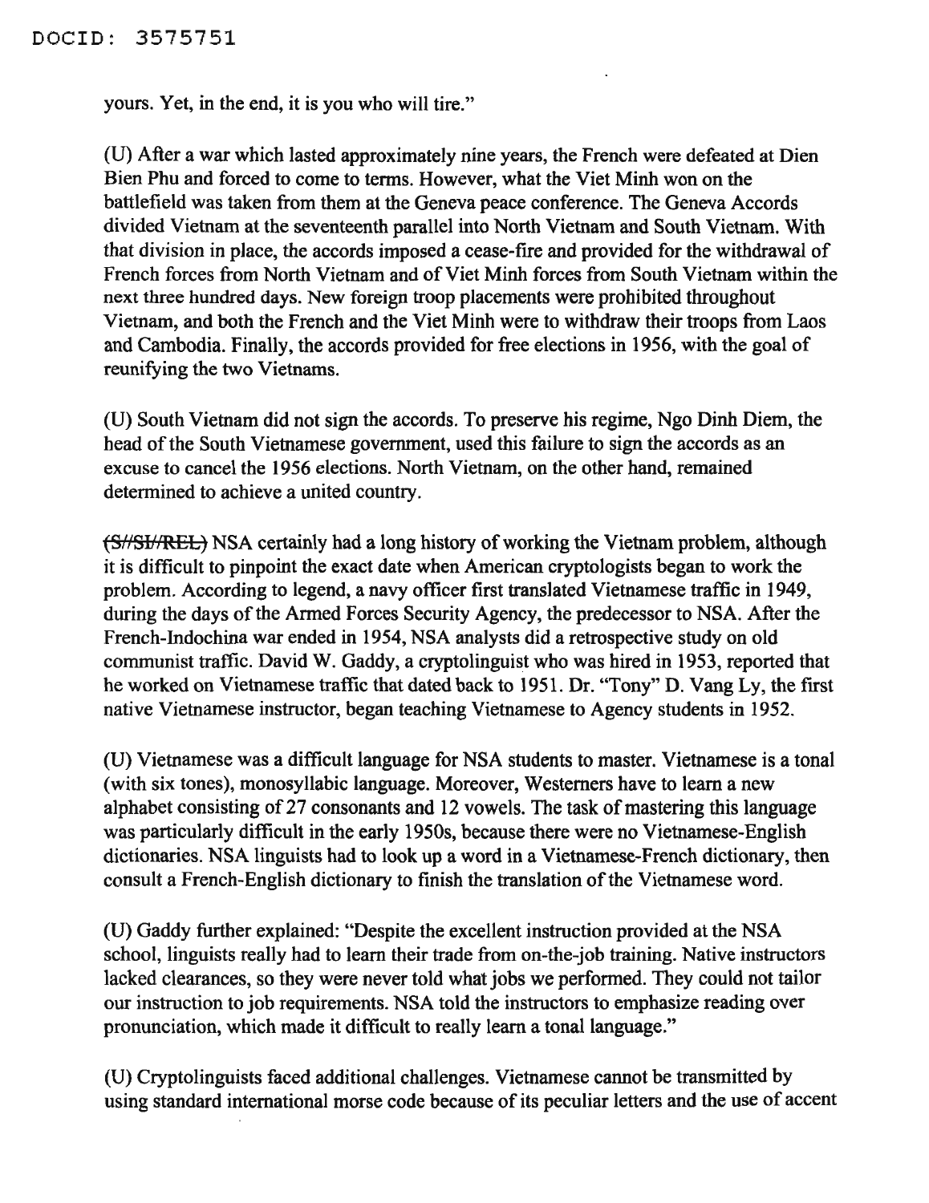yours. Yet, in the end, it is you who will tire."

(U) After a war which lasted approximately nine years, the French were defeated at Dien Bien Phu and forced to come to terms. However, what the Viet Minh won on the battlefield was taken from them at the Geneva peace conference. The Geneva Accords divided Vietnam at the seventeenth parallel into North Vietnam and South Vietnam. With that division in place, the accords imposed a cease-fire and provided for the withdrawal of French forces from North Vietnam and of Viet Minh forces from South Vietnam within the next three hundred days. New foreign troop placements were prohibited throughout Vietnam, and both the French and the Viet Minh were to withdraw their troops from Laos and Cambodia. Finally, the accords provided for free elections in 1956, with the goal of reunifying the two Vietnams.

(U) South Vietnam did not sign the accords. To preserve his regime, Ngo Dinh Diem, the head of the South Vietnamese government, used this failure to sign the accords as an excuse to cancel the 1956 elections. North Vietnam, on the other hand, remained determined to achieve a united country.

~~(S//SI//REL)~~ NSA certainly had a long history of working the Vietnam problem, although it is difficult to pinpoint the exact date when American cryptologists began to work the problem. According to legend, a navy officer first translated Vietnamese traffic in 1949, during the days of the Armed Forces Security Agency, the predecessor to NSA. After the French-Indochina war ended in 1954, NSA analysts did a retrospective study on old communist traffic. David W. Gaddy, a cryptolinguist who was hired in 1953, reported that he worked on Vietnamese traffic that dated back to 1951. Dr. "Tony" D. Vang Ly, the first native Vietnamese instructor, began teaching Vietnamese to Agency students in 1952.

(U) Vietnamese was a difficult language for NSA students to master. Vietnamese is a tonal (with six tones), monosyllabic language. Moreover, Westerners have to learn a new alphabet consisting of 27 consonants and 12 vowels. The task of mastering this language was particularly difficult in the early 1950s, because there were no Vietnamese-English dictionaries. NSA linguists had to look up a word in a Vietnamese-French dictionary, then consult a French-English dictionary to finish the translation of the Vietnamese word.

(U) Gaddy further explained: "Despite the excellent instruction provided at the NSA school, linguists really had to learn their trade from on-the-job training. Native instructors lacked clearances, so they were never told what jobs we performed. They could not tailor our instruction to job requirements. NSA told the instructors to emphasize reading over pronunciation, which made it difficult to really learn a tonal language."

(U) Cryptolinguists faced additional challenges. Vietnamese cannot be transmitted by using standard international morse code because of its peculiar letters and the use of accent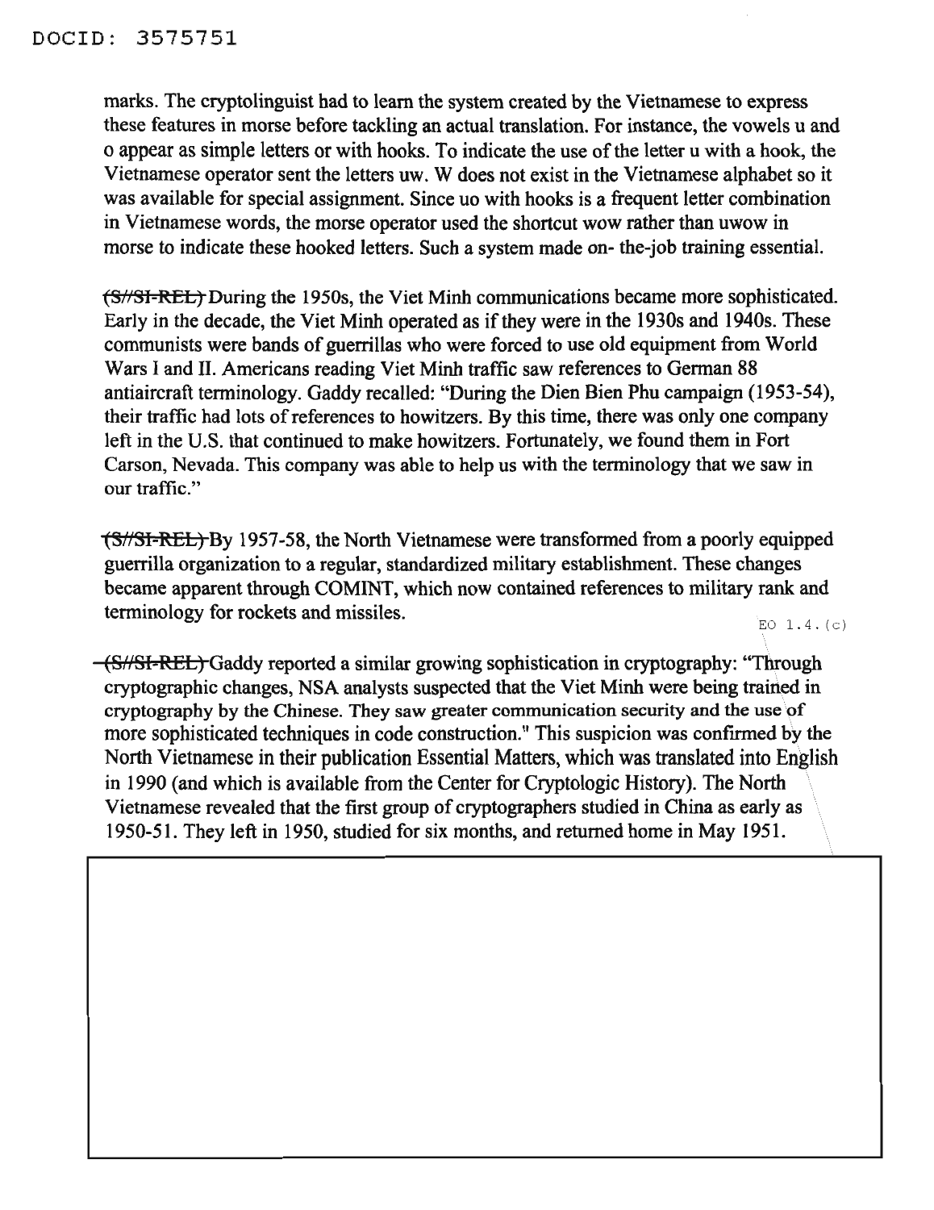marks. The cryptolinguist had to learn the system created by the Vietnamese to express these features in morse before tackling an actual translation. For instance, the vowels u and o appear as simple letters or with hooks. To indicate the use of the letter u with a hook, the Vietnamese operator sent the letters uw. W does not exist in the Vietnamese alphabet so it was available for special assignment. Since uo with hooks is a frequent letter combination in Vietnamese words, the morse operator used the shortcut wow rather than uwow in morse to indicate these hooked letters. Such a system made on- the-job training essential.

~~(S//SI-REL)~~ During the 1950s, the Viet Minh communications became more sophisticated. Early in the decade, the Viet Minh operated as if they were in the 1930s and 1940s. These communists were bands of guerrillas who were forced to use old equipment from World Wars I and II. Americans reading Viet Minh traffic saw references to German 88 antiaircraft terminology. Gaddy recalled: "During the Dien Bien Phu campaign (1953-54), their traffic had lots of references to howitzers. By this time, there was only one company left in the U.S. that continued to make howitzers. Fortunately, we found them in Fort Carson, Nevada. This company was able to help us with the terminology that we saw in our traffic."

~~(S//SI-REL)~~ By 1957-58, the North Vietnamese were transformed from a poorly equipped guerrilla organization to a regular, standardized military establishment. These changes became apparent through COMINT, which now contained references to military rank and terminology for rockets and missiles.

EO 1.4.(c)

~~(S//SI-REL)~~ Gaddy reported a similar growing sophistication in cryptography: "Through cryptographic changes, NSA analysts suspected that the Viet Minh were being trained in cryptography by the Chinese. They saw greater communication security and the use of more sophisticated techniques in code construction." This suspicion was confirmed by the North Vietnamese in their publication Essential Matters, which was translated into English in 1990 (and which is available from the Center for Cryptologic History). The North Vietnamese revealed that the first group of cryptographers studied in China as early as 1950-51. They left in 1950, studied for six months, and returned home in May 1951.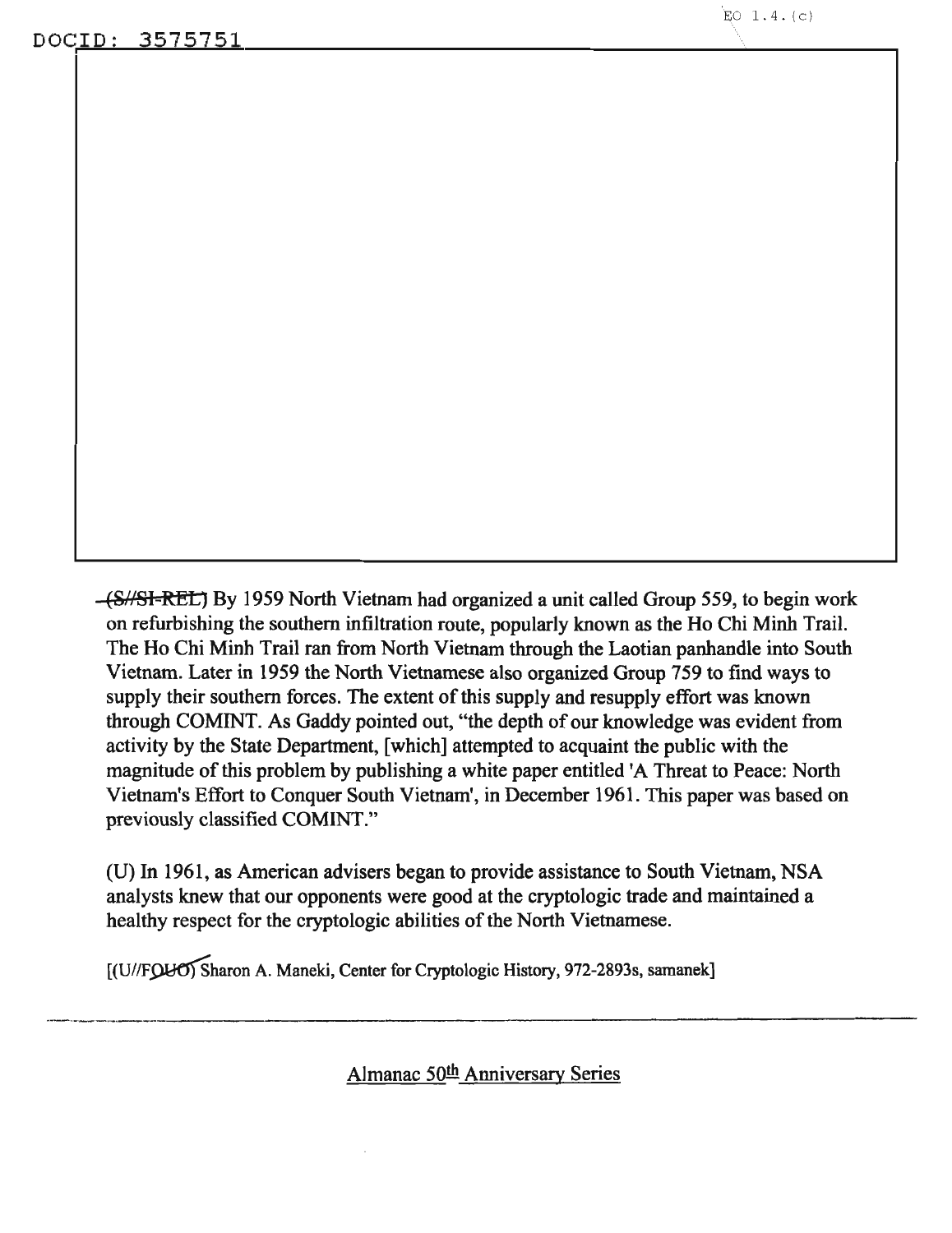(S//SI-REL) By 1959 North Vietnam had organized a unit called Group 559, to begin work on refurbishing the southern infiltration route, popularly known as the Ho Chi Minh Trail. The Ho Chi Minh Trail ran from North Vietnam through the Laotian panhandle into South Vietnam. Later in 1959 the North Vietnamese also organized Group 759 to find ways to supply their southern forces. The extent of this supply and resupply effort was known through COMINT. As Gaddy pointed out, "the depth of our knowledge was evident from activity by the State Department, [which] attempted to acquaint the public with the magnitude of this problem by publishing a white paper entitled 'A Threat to Peace: North Vietnam's Effort to Conquer South Vietnam', in December 1961. This paper was based on previously classified COMINT."

(U) In 1961, as American advisers began to provide assistance to South Vietnam, NSA analysts knew that our opponents were good at the cryptologic trade and maintained a healthy respect for the cryptologic abilities of the North Vietnamese.

[(U//FOUO) Sharon A. Maneki, Center for Cryptologic History, 972-2893s, samanek]

---

Almanac 50th Anniversary Series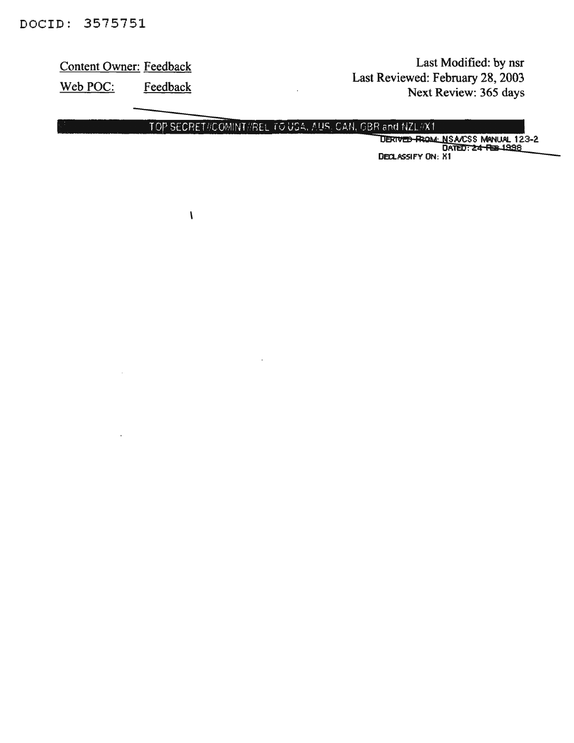DOCID: 3575751

Content Owner: Feedback
Web POC: Feedback

Last Modified: by nsr
Last Reviewed: February 28, 2003
Next Review: 365 days

TOP SECRET//COMINT//REL TO USA, AUS, CAN, GBR and NZL//X1

DERIVED FROM: NSA/CSS MANUAL 123-2
DATED: 24 FEB 1998
DECLASSIFY ON: X1